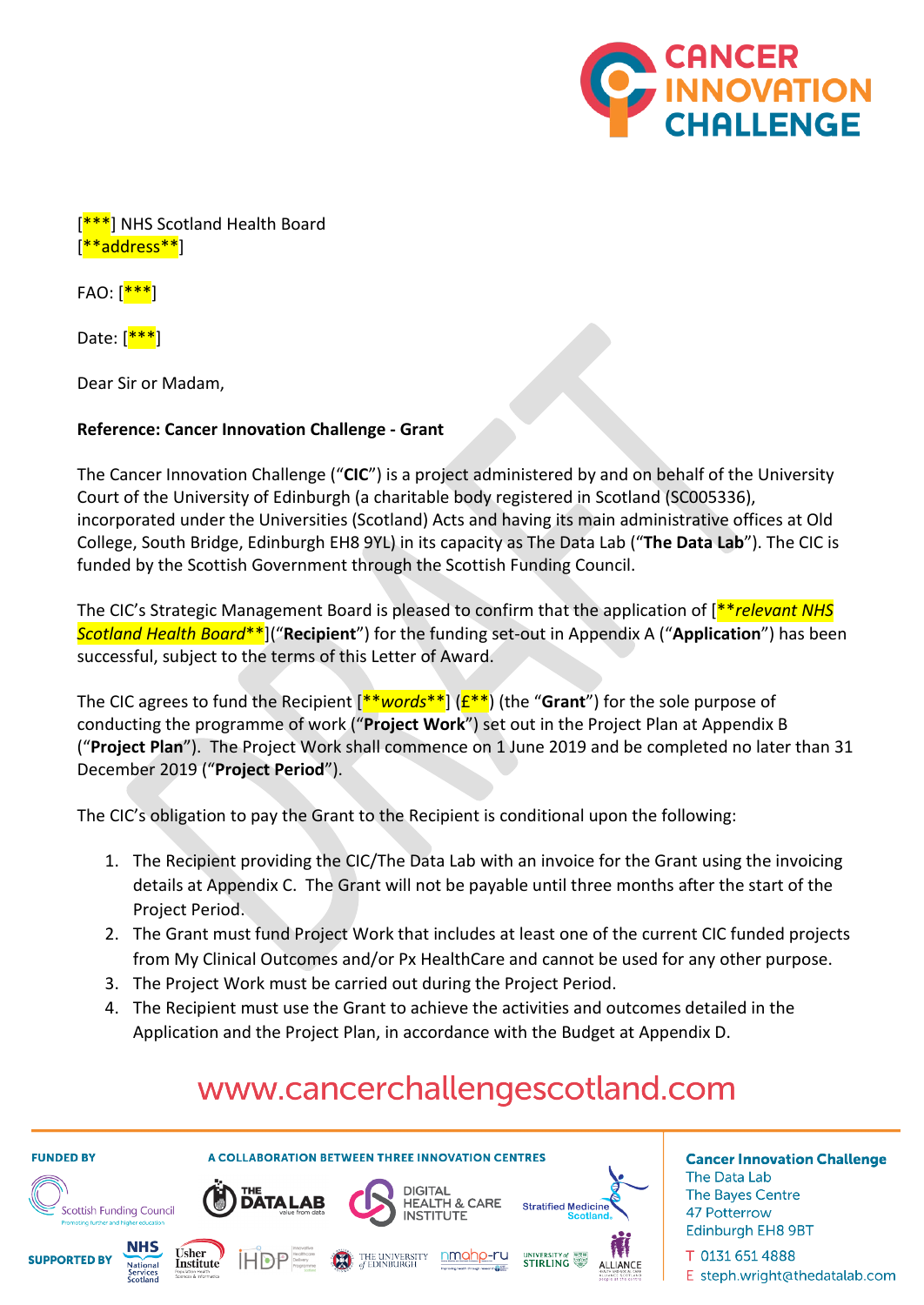[***] NHS Scotland Health Board
[**address**]

FAO: [***]

Date: [***]

Dear Sir or Madam,

**Reference: Cancer Innovation Challenge - Grant**

The Cancer Innovation Challenge ("**CIC**") is a project administered by and on behalf of the University Court of the University of Edinburgh (a charitable body registered in Scotland (SC005336), incorporated under the Universities (Scotland) Acts and having its main administrative offices at Old College, South Bridge, Edinburgh EH8 9YL) in its capacity as The Data Lab ("**The Data Lab**"). The CIC is funded by the Scottish Government through the Scottish Funding Council.

The CIC's Strategic Management Board is pleased to confirm that the application of [***relevant NHS Scotland Health Board***]("**Recipient**") for the funding set-out in Appendix A ("**Application**") has been successful, subject to the terms of this Letter of Award.

The CIC agrees to fund the Recipient [***words***] (£**) (the "**Grant**") for the sole purpose of conducting the programme of work ("**Project Work**") set out in the Project Plan at Appendix B ("**Project Plan**"). The Project Work shall commence on 1 June 2019 and be completed no later than 31 December 2019 ("**Project Period**").

The CIC's obligation to pay the Grant to the Recipient is conditional upon the following:

1. The Recipient providing the CIC/The Data Lab with an invoice for the Grant using the invoicing details at Appendix C. The Grant will not be payable until three months after the start of the Project Period.
2. The Grant must fund Project Work that includes at least one of the current CIC funded projects from My Clinical Outcomes and/or Px HealthCare and cannot be used for any other purpose.
3. The Project Work must be carried out during the Project Period.
4. The Recipient must use the Grant to achieve the activities and outcomes detailed in the Application and the Project Plan, in accordance with the Budget at Appendix D.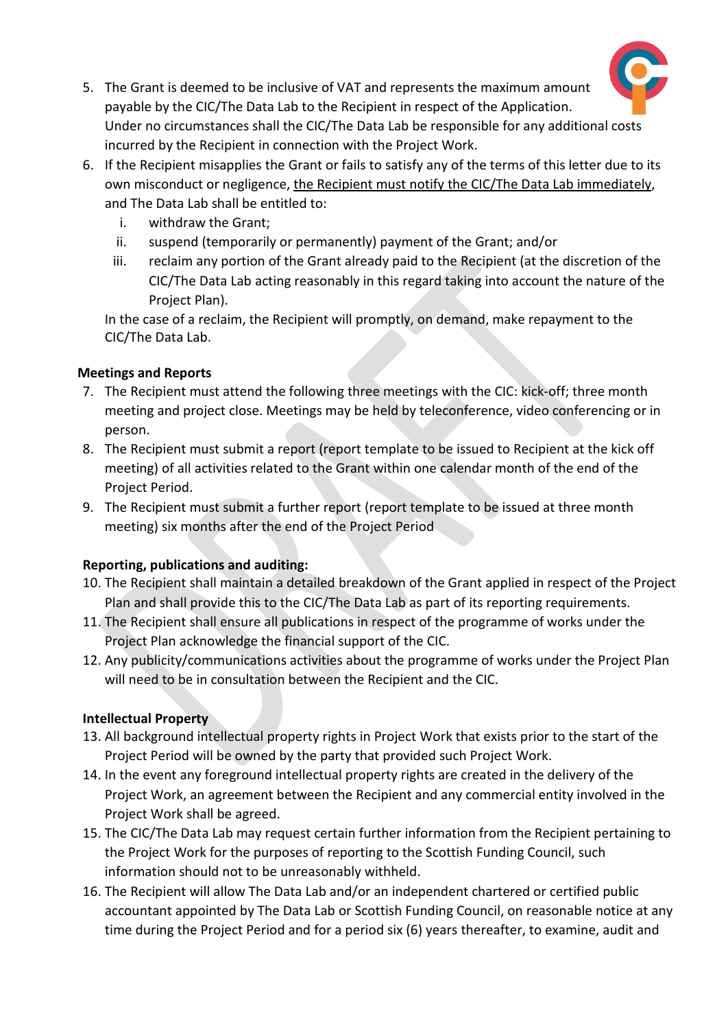5. The Grant is deemed to be inclusive of VAT and represents the maximum amount payable by the CIC/The Data Lab to the Recipient in respect of the Application. Under no circumstances shall the CIC/The Data Lab be responsible for any additional costs incurred by the Recipient in connection with the Project Work.
6. If the Recipient misapplies the Grant or fails to satisfy any of the terms of this letter due to its own misconduct or negligence, <u>the Recipient must notify the CIC/The Data Lab immediately</u>, and The Data Lab shall be entitled to:
   i. withdraw the Grant;
   ii. suspend (temporarily or permanently) payment of the Grant; and/or
   iii. reclaim any portion of the Grant already paid to the Recipient (at the discretion of the CIC/The Data Lab acting reasonably in this regard taking into account the nature of the Project Plan).

   In the case of a reclaim, the Recipient will promptly, on demand, make repayment to the CIC/The Data Lab.

**Meetings and Reports**

7. The Recipient must attend the following three meetings with the CIC: kick-off; three month meeting and project close. Meetings may be held by teleconference, video conferencing or in person.
8. The Recipient must submit a report (report template to be issued to Recipient at the kick off meeting) of all activities related to the Grant within one calendar month of the end of the Project Period.
9. The Recipient must submit a further report (report template to be issued at three month meeting) six months after the end of the Project Period

**Reporting, publications and auditing:**

10. The Recipient shall maintain a detailed breakdown of the Grant applied in respect of the Project Plan and shall provide this to the CIC/The Data Lab as part of its reporting requirements.
11. The Recipient shall ensure all publications in respect of the programme of works under the Project Plan acknowledge the financial support of the CIC.
12. Any publicity/communications activities about the programme of works under the Project Plan will need to be in consultation between the Recipient and the CIC.

**Intellectual Property**

13. All background intellectual property rights in Project Work that exists prior to the start of the Project Period will be owned by the party that provided such Project Work.
14. In the event any foreground intellectual property rights are created in the delivery of the Project Work, an agreement between the Recipient and any commercial entity involved in the Project Work shall be agreed.
15. The CIC/The Data Lab may request certain further information from the Recipient pertaining to the Project Work for the purposes of reporting to the Scottish Funding Council, such information should not to be unreasonably withheld.
16. The Recipient will allow The Data Lab and/or an independent chartered or certified public accountant appointed by The Data Lab or Scottish Funding Council, on reasonable notice at any time during the Project Period and for a period six (6) years thereafter, to examine, audit and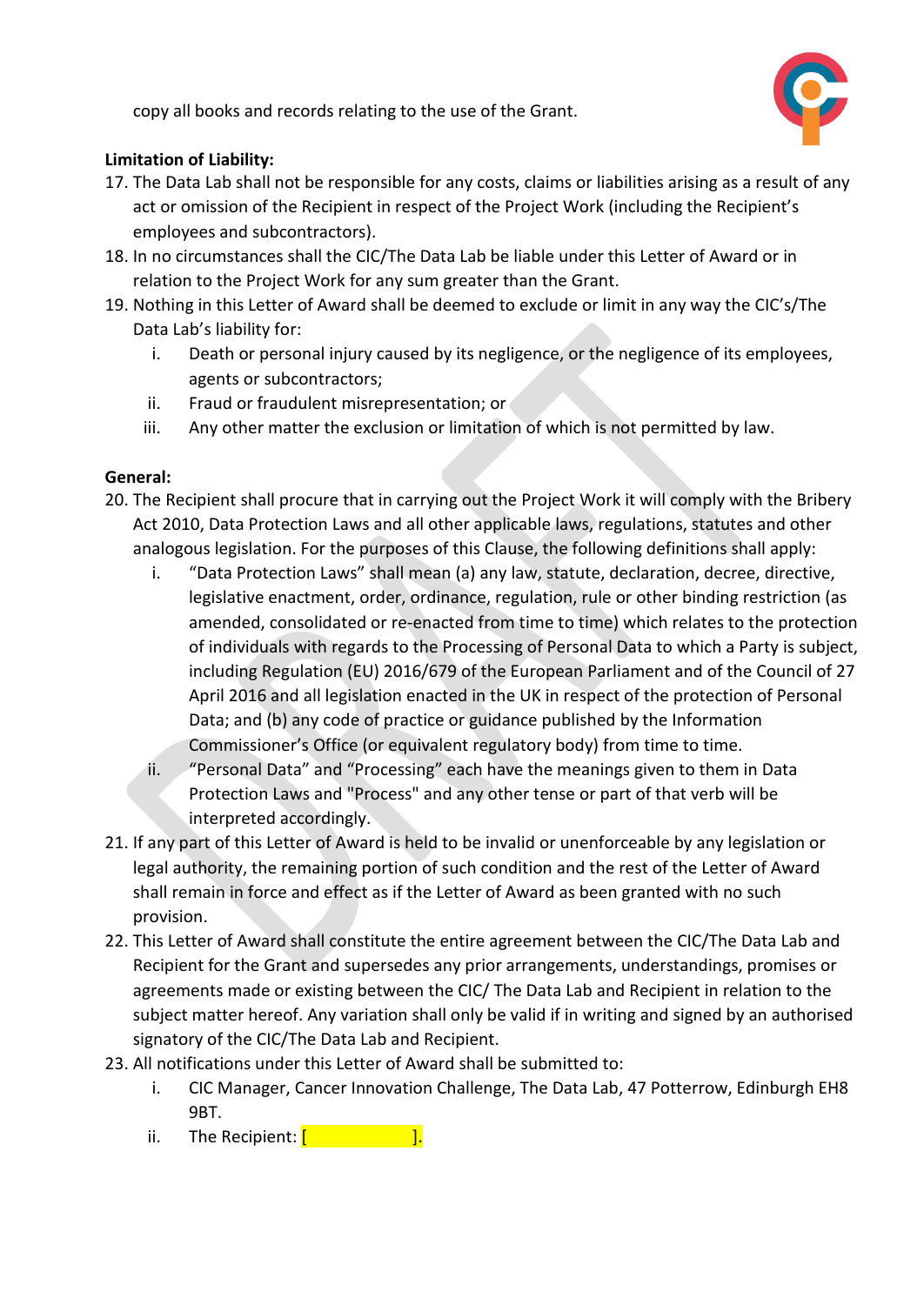copy all books and records relating to the use of the Grant.

**Limitation of Liability:**

17. The Data Lab shall not be responsible for any costs, claims or liabilities arising as a result of any act or omission of the Recipient in respect of the Project Work (including the Recipient's employees and subcontractors).
18. In no circumstances shall the CIC/The Data Lab be liable under this Letter of Award or in relation to the Project Work for any sum greater than the Grant.
19. Nothing in this Letter of Award shall be deemed to exclude or limit in any way the CIC's/The Data Lab's liability for:
    i. Death or personal injury caused by its negligence, or the negligence of its employees, agents or subcontractors;
    ii. Fraud or fraudulent misrepresentation; or
    iii. Any other matter the exclusion or limitation of which is not permitted by law.

**General:**

20. The Recipient shall procure that in carrying out the Project Work it will comply with the Bribery Act 2010, Data Protection Laws and all other applicable laws, regulations, statutes and other analogous legislation. For the purposes of this Clause, the following definitions shall apply:
    i. "Data Protection Laws" shall mean (a) any law, statute, declaration, decree, directive, legislative enactment, order, ordinance, regulation, rule or other binding restriction (as amended, consolidated or re-enacted from time to time) which relates to the protection of individuals with regards to the Processing of Personal Data to which a Party is subject, including Regulation (EU) 2016/679 of the European Parliament and of the Council of 27 April 2016 and all legislation enacted in the UK in respect of the protection of Personal Data; and (b) any code of practice or guidance published by the Information Commissioner's Office (or equivalent regulatory body) from time to time.
    ii. "Personal Data" and "Processing" each have the meanings given to them in Data Protection Laws and "Process" and any other tense or part of that verb will be interpreted accordingly.
21. If any part of this Letter of Award is held to be invalid or unenforceable by any legislation or legal authority, the remaining portion of such condition and the rest of the Letter of Award shall remain in force and effect as if the Letter of Award as been granted with no such provision.
22. This Letter of Award shall constitute the entire agreement between the CIC/The Data Lab and Recipient for the Grant and supersedes any prior arrangements, understandings, promises or agreements made or existing between the CIC/ The Data Lab and Recipient in relation to the subject matter hereof. Any variation shall only be valid if in writing and signed by an authorised signatory of the CIC/The Data Lab and Recipient.
23. All notifications under this Letter of Award shall be submitted to:
    i. CIC Manager, Cancer Innovation Challenge, The Data Lab, 47 Potterrow, Edinburgh EH8 9BT.
    ii. The Recipient: [ ].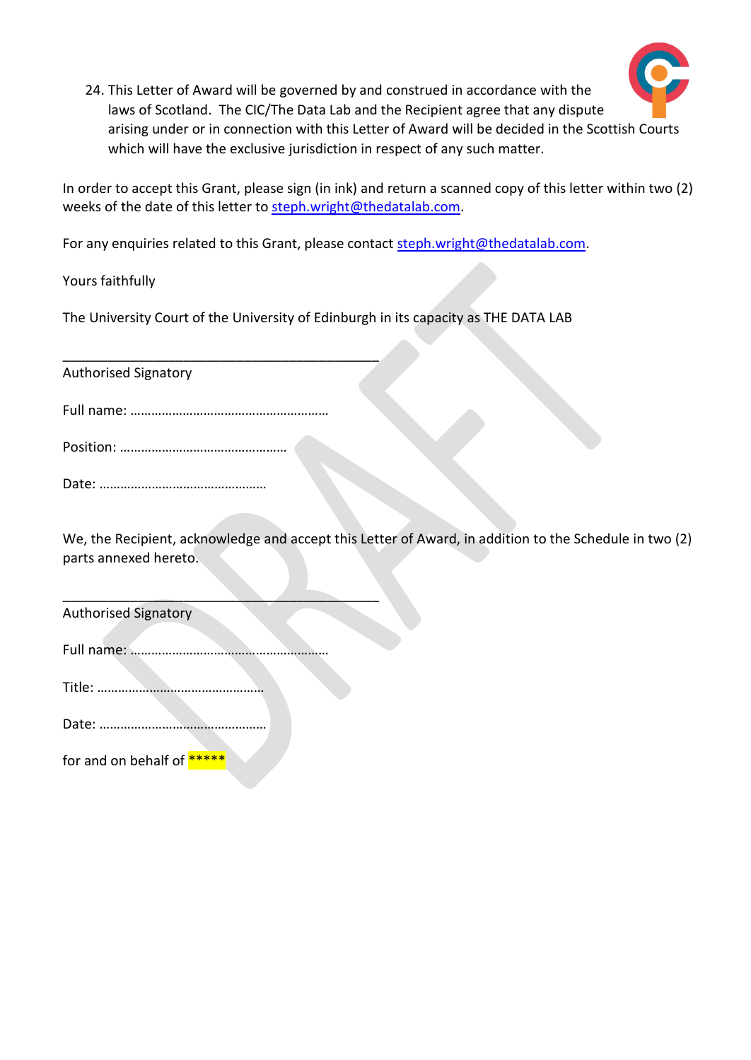24. This Letter of Award will be governed by and construed in accordance with the laws of Scotland. The CIC/The Data Lab and the Recipient agree that any dispute arising under or in connection with this Letter of Award will be decided in the Scottish Courts which will have the exclusive jurisdiction in respect of any such matter.

In order to accept this Grant, please sign (in ink) and return a scanned copy of this letter within two (2) weeks of the date of this letter to steph.wright@thedatalab.com.

For any enquiries related to this Grant, please contact steph.wright@thedatalab.com.

Yours faithfully

The University Court of the University of Edinburgh in its capacity as THE DATA LAB

\_\_\_\_\_\_\_\_\_\_\_\_\_\_\_\_\_\_\_\_\_\_\_\_\_\_\_\_\_\_\_\_\_\_\_\_\_\_\_\_\_\_

Authorised Signatory

Full name: …………………………………………………

Position: …………………………………………

Date: …………………………………………

We, the Recipient, acknowledge and accept this Letter of Award, in addition to the Schedule in two (2) parts annexed hereto.

\_\_\_\_\_\_\_\_\_\_\_\_\_\_\_\_\_\_\_\_\_\_\_\_\_\_\_\_\_\_\_\_\_\_\_\_\_\_\_\_\_\_

Authorised Signatory

Full name: …………………………………………………

Title: …………………………………………

Date: …………………………………………

for and on behalf of *****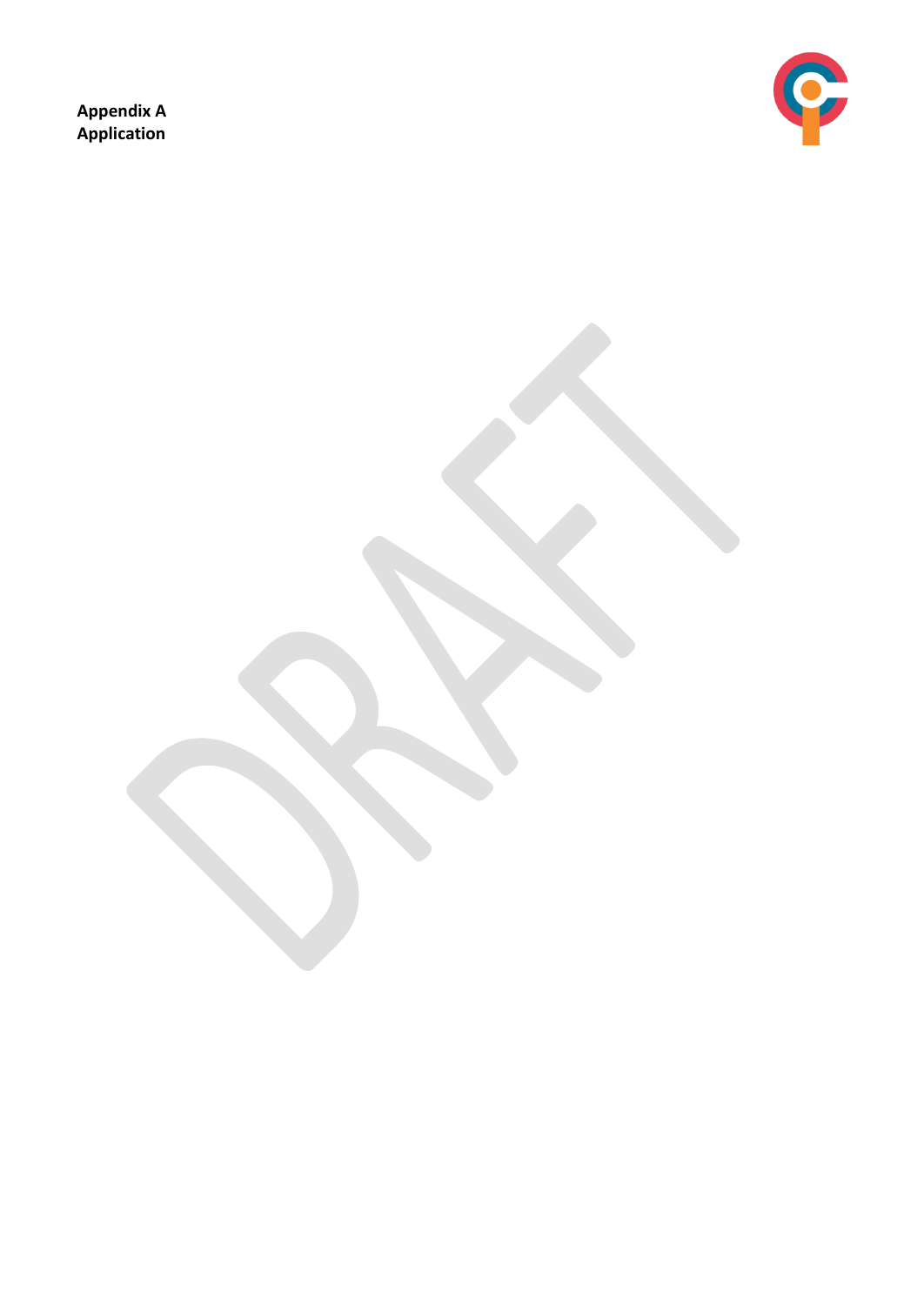**Appendix A**
**Application**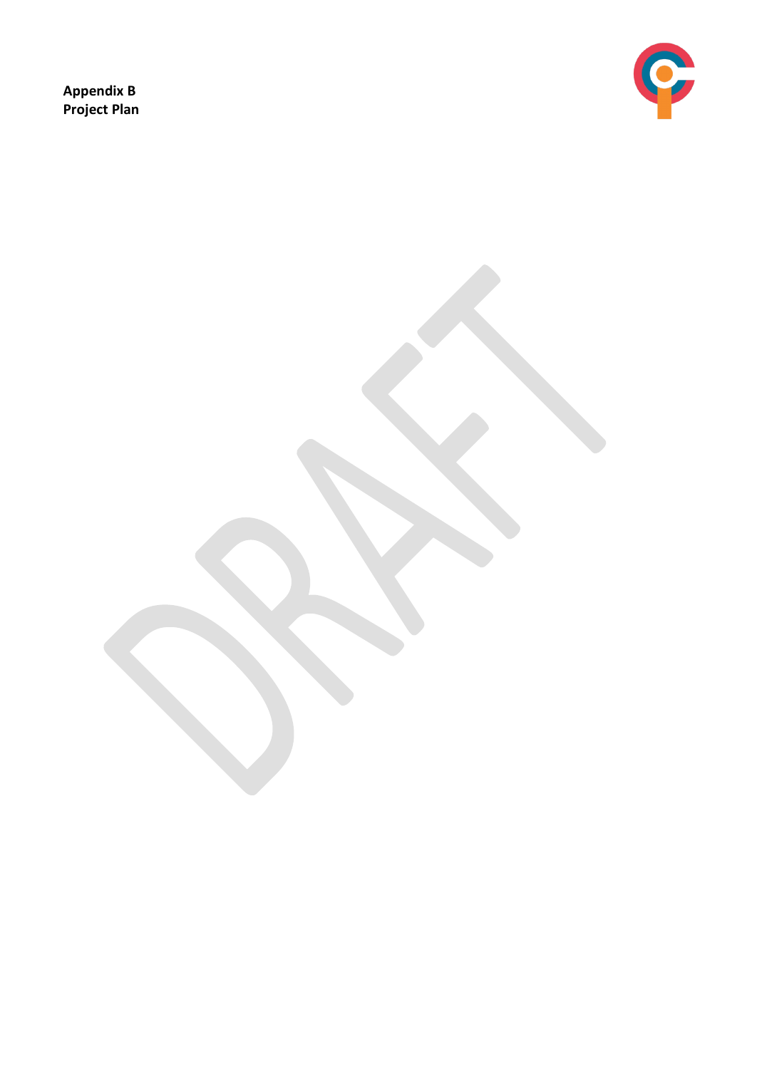**Appendix B**
**Project Plan**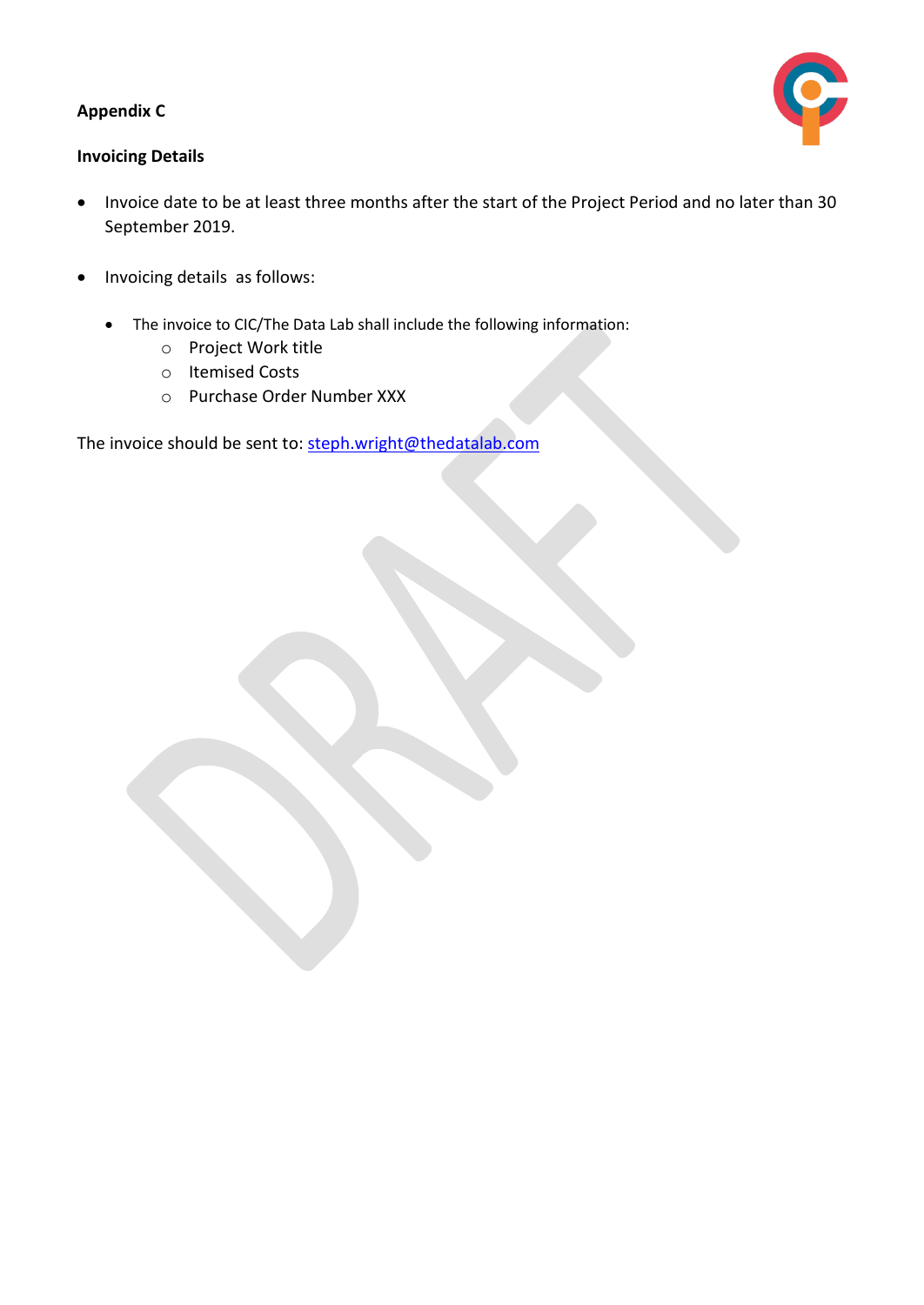**Appendix C**

**Invoicing Details**

- Invoice date to be at least three months after the start of the Project Period and no later than 30 September 2019.

- Invoicing details as follows:

  - The invoice to CIC/The Data Lab shall include the following information:
    - Project Work title
    - Itemised Costs
    - Purchase Order Number XXX

The invoice should be sent to: steph.wright@thedatalab.com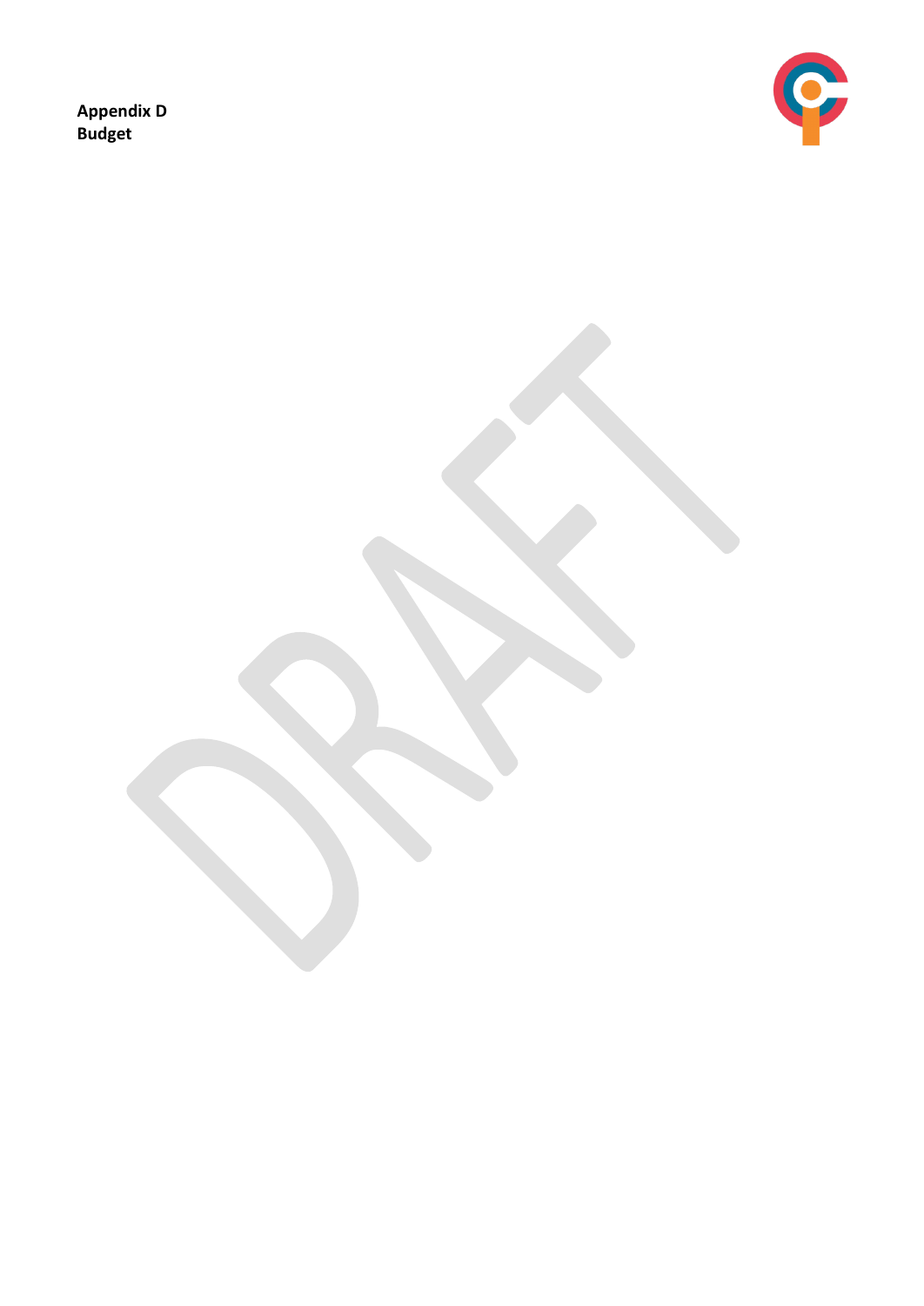**Appendix D**
**Budget**